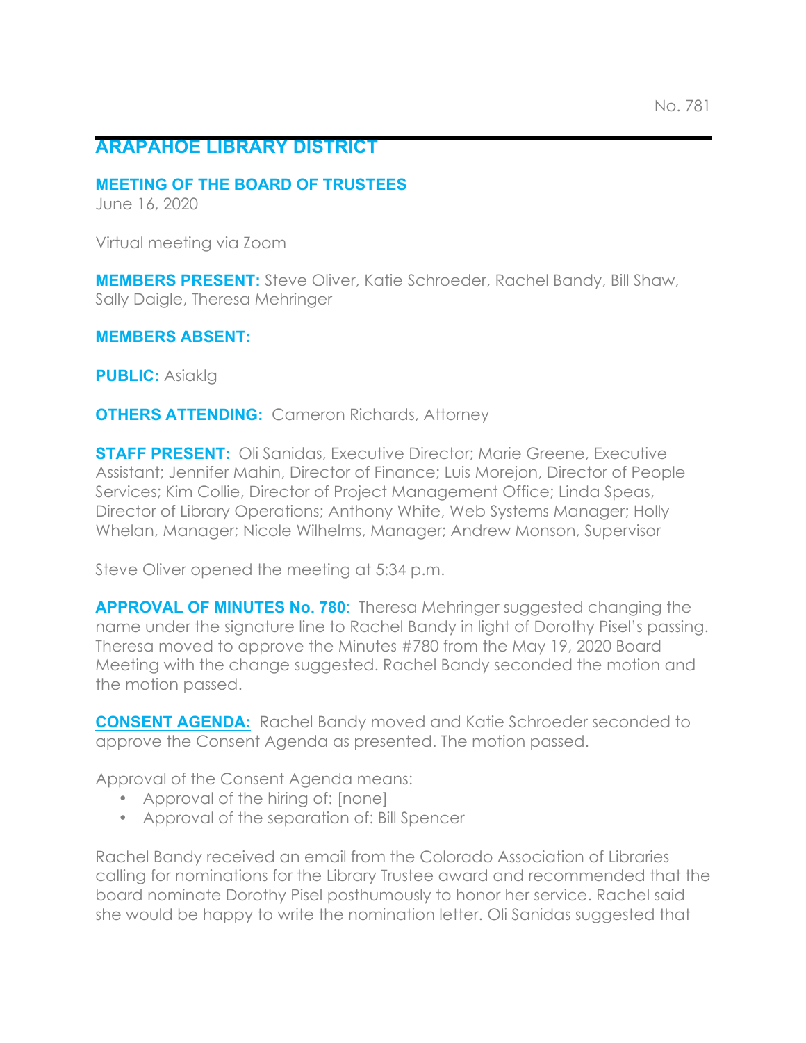No. 781

# ARAPAHOE LIBRARY DISTRICT

## MEETING OF THE BOARD OF TRUSTEES

June 16, 2020

Virtual meeting via Zoom

**MEMBERS PRESENT:** Steve Oliver, Katie Schroeder, Rachel Bandy, Bill Shaw, Sally Daigle, Theresa Mehringer

**MEMBERS ABSENT:**

**PUBLIC:** Asiaklg

**OTHERS ATTENDING:** Cameron Richards, Attorney

**STAFF PRESENT:** Oli Sanidas, Executive Director; Marie Greene, Executive Assistant; Jennifer Mahin, Director of Finance; Luis Morejon, Director of People Services; Kim Collie, Director of Project Management Office; Linda Speas, Director of Library Operations; Anthony White, Web Systems Manager; Holly Whelan, Manager; Nicole Wilhelms, Manager; Andrew Monson, Supervisor

Steve Oliver opened the meeting at 5:34 p.m.

**APPROVAL OF MINUTES No. 780**: Theresa Mehringer suggested changing the name under the signature line to Rachel Bandy in light of Dorothy Pisel's passing. Theresa moved to approve the Minutes #780 from the May 19, 2020 Board Meeting with the change suggested. Rachel Bandy seconded the motion and the motion passed.

**CONSENT AGENDA:** Rachel Bandy moved and Katie Schroeder seconded to approve the Consent Agenda as presented. The motion passed.

Approval of the Consent Agenda means:

- Approval of the hiring of: [none]
- Approval of the separation of: Bill Spencer

Rachel Bandy received an email from the Colorado Association of Libraries calling for nominations for the Library Trustee award and recommended that the board nominate Dorothy Pisel posthumously to honor her service. Rachel said she would be happy to write the nomination letter. Oli Sanidas suggested that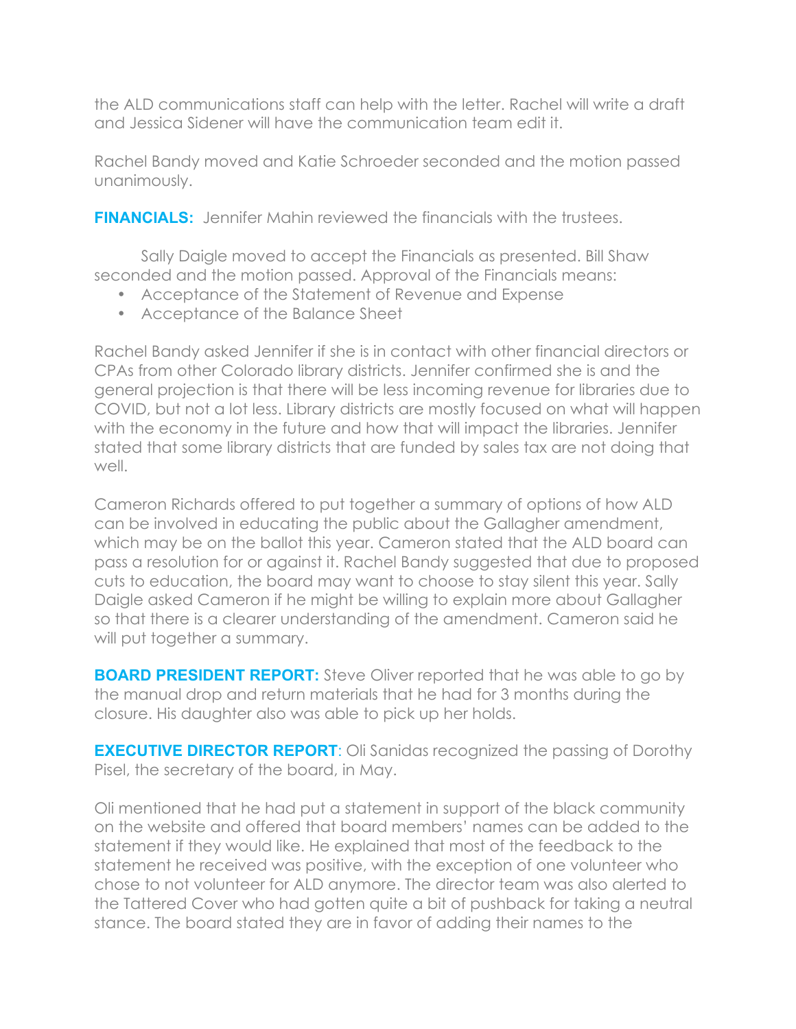the ALD communications staff can help with the letter. Rachel will write a draft and Jessica Sidener will have the communication team edit it.

Rachel Bandy moved and Katie Schroeder seconded and the motion passed unanimously.

**FINANCIALS:** Jennifer Mahin reviewed the financials with the trustees.

Sally Daigle moved to accept the Financials as presented. Bill Shaw seconded and the motion passed. Approval of the Financials means:

- Acceptance of the Statement of Revenue and Expense
- Acceptance of the Balance Sheet

Rachel Bandy asked Jennifer if she is in contact with other financial directors or CPAs from other Colorado library districts. Jennifer confirmed she is and the general projection is that there will be less incoming revenue for libraries due to COVID, but not a lot less. Library districts are mostly focused on what will happen with the economy in the future and how that will impact the libraries. Jennifer stated that some library districts that are funded by sales tax are not doing that well.

Cameron Richards offered to put together a summary of options of how ALD can be involved in educating the public about the Gallagher amendment, which may be on the ballot this year. Cameron stated that the ALD board can pass a resolution for or against it. Rachel Bandy suggested that due to proposed cuts to education, the board may want to choose to stay silent this year. Sally Daigle asked Cameron if he might be willing to explain more about Gallagher so that there is a clearer understanding of the amendment. Cameron said he will put together a summary.

**BOARD PRESIDENT REPORT:** Steve Oliver reported that he was able to go by the manual drop and return materials that he had for 3 months during the closure. His daughter also was able to pick up her holds.

**EXECUTIVE DIRECTOR REPORT**: Oli Sanidas recognized the passing of Dorothy Pisel, the secretary of the board, in May.

Oli mentioned that he had put a statement in support of the black community on the website and offered that board members' names can be added to the statement if they would like. He explained that most of the feedback to the statement he received was positive, with the exception of one volunteer who chose to not volunteer for ALD anymore. The director team was also alerted to the Tattered Cover who had gotten quite a bit of pushback for taking a neutral stance. The board stated they are in favor of adding their names to the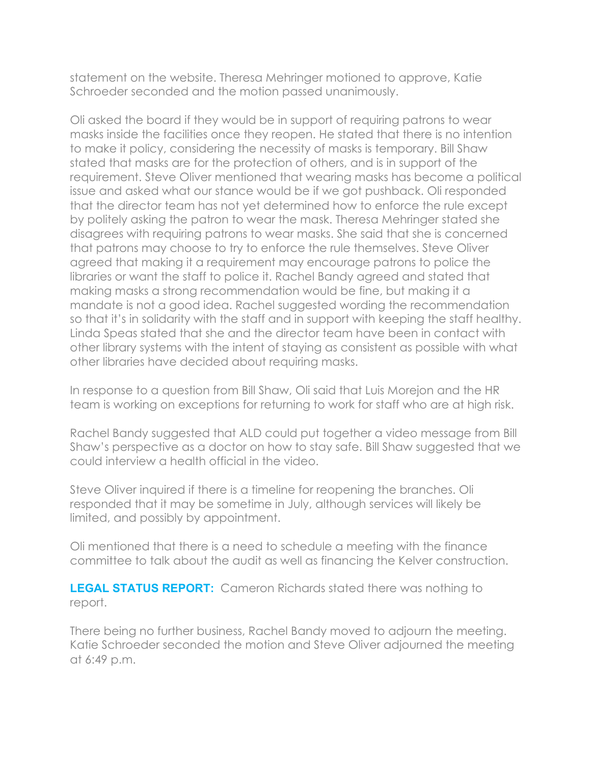statement on the website. Theresa Mehringer motioned to approve, Katie Schroeder seconded and the motion passed unanimously.

Oli asked the board if they would be in support of requiring patrons to wear masks inside the facilities once they reopen. He stated that there is no intention to make it policy, considering the necessity of masks is temporary. Bill Shaw stated that masks are for the protection of others, and is in support of the requirement. Steve Oliver mentioned that wearing masks has become a political issue and asked what our stance would be if we got pushback. Oli responded that the director team has not yet determined how to enforce the rule except by politely asking the patron to wear the mask. Theresa Mehringer stated she disagrees with requiring patrons to wear masks. She said that she is concerned that patrons may choose to try to enforce the rule themselves. Steve Oliver agreed that making it a requirement may encourage patrons to police the libraries or want the staff to police it. Rachel Bandy agreed and stated that making masks a strong recommendation would be fine, but making it a mandate is not a good idea. Rachel suggested wording the recommendation so that it's in solidarity with the staff and in support with keeping the staff healthy. Linda Speas stated that she and the director team have been in contact with other library systems with the intent of staying as consistent as possible with what other libraries have decided about requiring masks.

In response to a question from Bill Shaw, Oli said that Luis Morejon and the HR team is working on exceptions for returning to work for staff who are at high risk.

Rachel Bandy suggested that ALD could put together a video message from Bill Shaw's perspective as a doctor on how to stay safe. Bill Shaw suggested that we could interview a health official in the video.

Steve Oliver inquired if there is a timeline for reopening the branches. Oli responded that it may be sometime in July, although services will likely be limited, and possibly by appointment.

Oli mentioned that there is a need to schedule a meeting with the finance committee to talk about the audit as well as financing the Kelver construction.

**LEGAL STATUS REPORT:** Cameron Richards stated there was nothing to report.

There being no further business, Rachel Bandy moved to adjourn the meeting. Katie Schroeder seconded the motion and Steve Oliver adjourned the meeting at 6:49 p.m.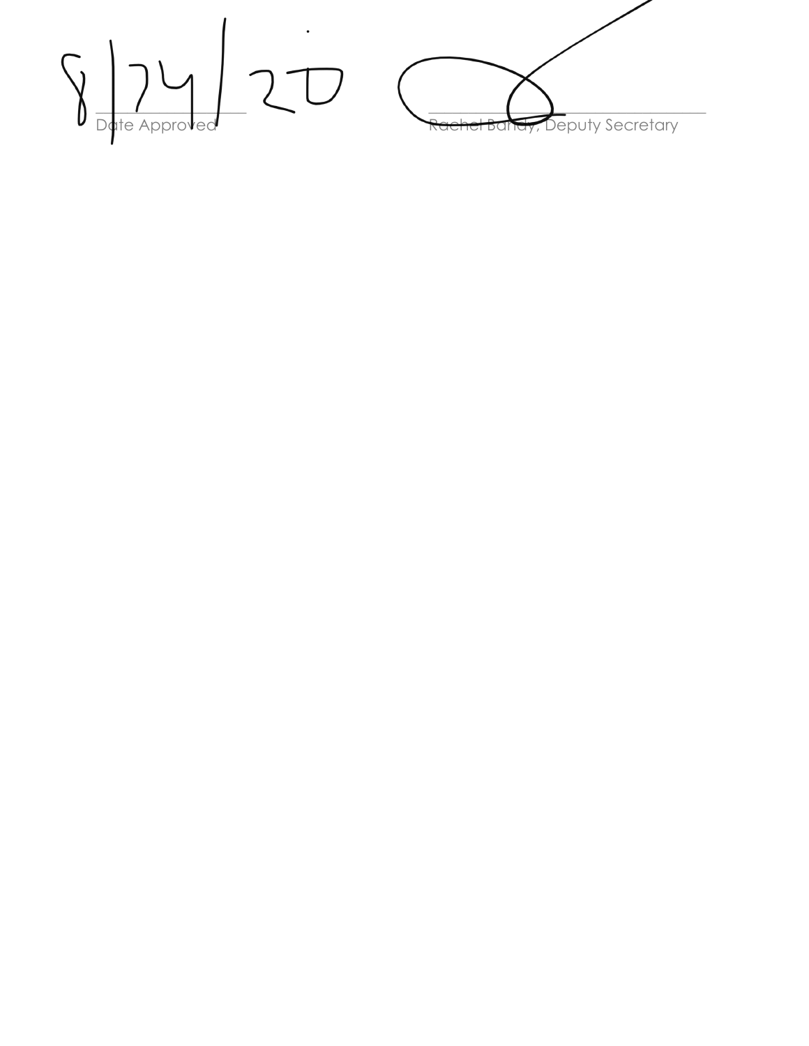8/24/20

Date Approved

Rachel Bandy, Deputy Secretary